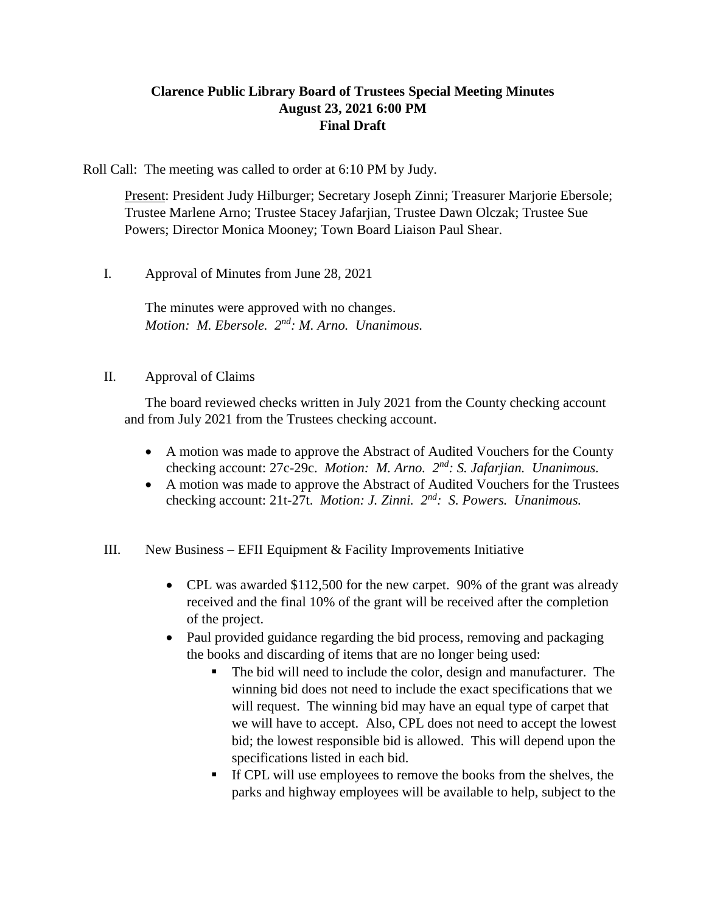**Clarence Public Library Board of Trustees Special Meeting Minutes**
**August 23, 2021 6:00 PM**
**Final Draft**

Roll Call: The meeting was called to order at 6:10 PM by Judy.

Present: President Judy Hilburger; Secretary Joseph Zinni; Treasurer Marjorie Ebersole; Trustee Marlene Arno; Trustee Stacey Jafarjian, Trustee Dawn Olczak; Trustee Sue Powers; Director Monica Mooney; Town Board Liaison Paul Shear.

I. Approval of Minutes from June 28, 2021

The minutes were approved with no changes.
*Motion: M. Ebersole. 2nd: M. Arno. Unanimous.*

II. Approval of Claims

The board reviewed checks written in July 2021 from the County checking account and from July 2021 from the Trustees checking account.

- A motion was made to approve the Abstract of Audited Vouchers for the County checking account: 27c-29c. *Motion: M. Arno. 2nd: S. Jafarjian. Unanimous.*
- A motion was made to approve the Abstract of Audited Vouchers for the Trustees checking account: 21t-27t. *Motion: J. Zinni. 2nd: S. Powers. Unanimous.*

III. New Business – EFII Equipment & Facility Improvements Initiative

- CPL was awarded $112,500 for the new carpet. 90% of the grant was already received and the final 10% of the grant will be received after the completion of the project.
- Paul provided guidance regarding the bid process, removing and packaging the books and discarding of items that are no longer being used:
  - The bid will need to include the color, design and manufacturer. The winning bid does not need to include the exact specifications that we will request. The winning bid may have an equal type of carpet that we will have to accept. Also, CPL does not need to accept the lowest bid; the lowest responsible bid is allowed. This will depend upon the specifications listed in each bid.
  - If CPL will use employees to remove the books from the shelves, the parks and highway employees will be available to help, subject to the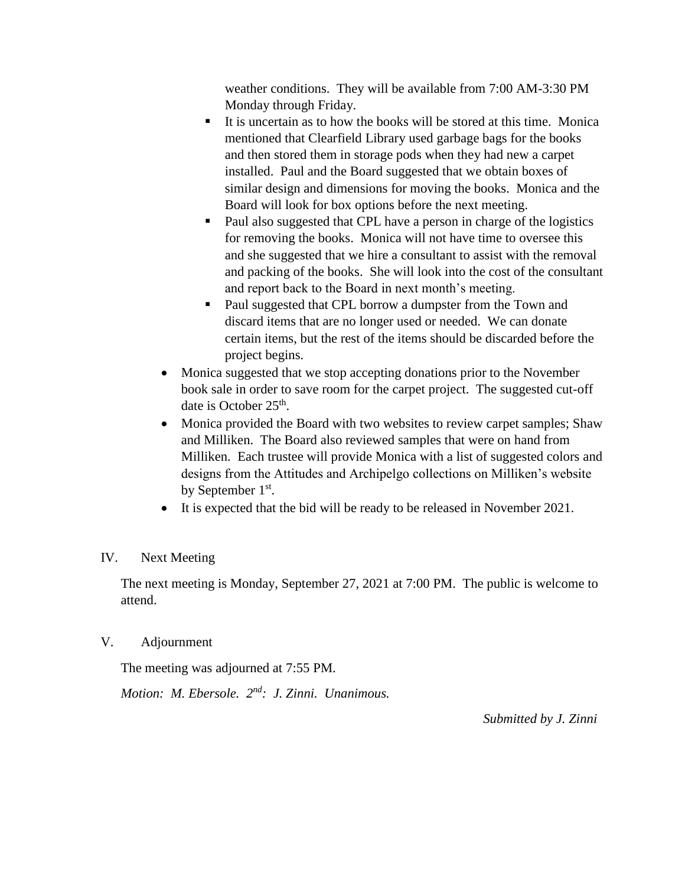weather conditions. They will be available from 7:00 AM-3:30 PM Monday through Friday.

        - It is uncertain as to how the books will be stored at this time. Monica mentioned that Clearfield Library used garbage bags for the books and then stored them in storage pods when they had new a carpet installed. Paul and the Board suggested that we obtain boxes of similar design and dimensions for moving the books. Monica and the Board will look for box options before the next meeting.
        - Paul also suggested that CPL have a person in charge of the logistics for removing the books. Monica will not have time to oversee this and she suggested that we hire a consultant to assist with the removal and packing of the books. She will look into the cost of the consultant and report back to the Board in next month's meeting.
        - Paul suggested that CPL borrow a dumpster from the Town and discard items that are no longer used or needed. We can donate certain items, but the rest of the items should be discarded before the project begins.

- Monica suggested that we stop accepting donations prior to the November book sale in order to save room for the carpet project. The suggested cut-off date is October 25th.
- Monica provided the Board with two websites to review carpet samples; Shaw and Milliken. The Board also reviewed samples that were on hand from Milliken. Each trustee will provide Monica with a list of suggested colors and designs from the Attitudes and Archipelgo collections on Milliken's website by September 1st.
- It is expected that the bid will be ready to be released in November 2021.

IV. Next Meeting

The next meeting is Monday, September 27, 2021 at 7:00 PM. The public is welcome to attend.

V. Adjournment

The meeting was adjourned at 7:55 PM.

*Motion: M. Ebersole. 2nd: J. Zinni. Unanimous.*

*Submitted by J. Zinni*